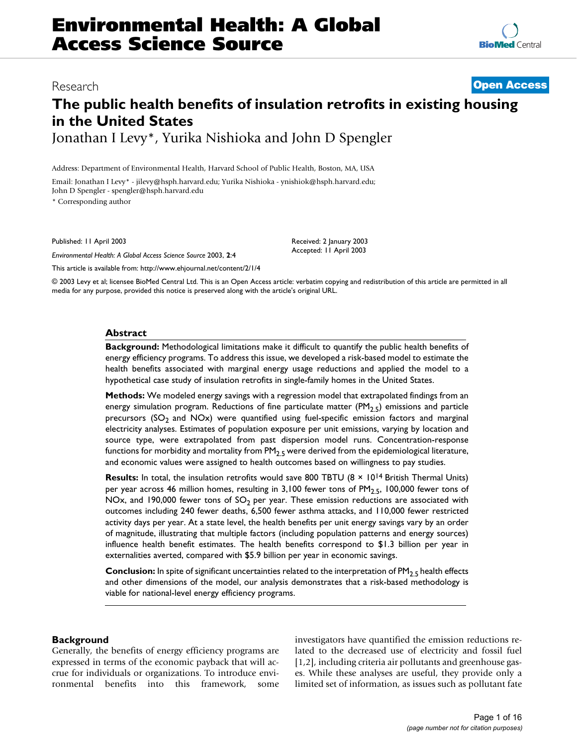# Environmental Health: A Global Access Science Source

Research

**Open Access**

# The public health benefits of insulation retrofits in existing housing in the United States

Jonathan I Levy*, Yurika Nishioka and John D Spengler

Address: Department of Environmental Health, Harvard School of Public Health, Boston, MA, USA

Email: Jonathan I Levy* - jilevy@hsph.harvard.edu; Yurika Nishioka - ynishiok@hsph.harvard.edu; John D Spengler - spengler@hsph.harvard.edu

\* Corresponding author

Published: 11 April 2003

*Environmental Health: A Global Access Science Source* 2003, **2**:4

Received: 2 January 2003
Accepted: 11 April 2003

This article is available from: http://www.ehjournal.net/content/2/1/4

© 2003 Levy et al; licensee BioMed Central Ltd. This is an Open Access article: verbatim copying and redistribution of this article are permitted in all media for any purpose, provided this notice is preserved along with the article's original URL.

## Abstract

**Background:** Methodological limitations make it difficult to quantify the public health benefits of energy efficiency programs. To address this issue, we developed a risk-based model to estimate the health benefits associated with marginal energy usage reductions and applied the model to a hypothetical case study of insulation retrofits in single-family homes in the United States.

**Methods:** We modeled energy savings with a regression model that extrapolated findings from an energy simulation program. Reductions of fine particulate matter ($PM_{2.5}$) emissions and particle precursors ($SO_2$ and NOx) were quantified using fuel-specific emission factors and marginal electricity analyses. Estimates of population exposure per unit emissions, varying by location and source type, were extrapolated from past dispersion model runs. Concentration-response functions for morbidity and mortality from $PM_{2.5}$ were derived from the epidemiological literature, and economic values were assigned to health outcomes based on willingness to pay studies.

**Results:** In total, the insulation retrofits would save 800 TBTU ($8 \times 10^{14}$ British Thermal Units) per year across 46 million homes, resulting in 3,100 fewer tons of $PM_{2.5}$, 100,000 fewer tons of NOx, and 190,000 fewer tons of $SO_2$ per year. These emission reductions are associated with outcomes including 240 fewer deaths, 6,500 fewer asthma attacks, and 110,000 fewer restricted activity days per year. At a state level, the health benefits per unit energy savings vary by an order of magnitude, illustrating that multiple factors (including population patterns and energy sources) influence health benefit estimates. The health benefits correspond to \$1.3 billion per year in externalities averted, compared with \$5.9 billion per year in economic savings.

**Conclusion:** In spite of significant uncertainties related to the interpretation of $PM_{2.5}$ health effects and other dimensions of the model, our analysis demonstrates that a risk-based methodology is viable for national-level energy efficiency programs.

## Background

Generally, the benefits of energy efficiency programs are expressed in terms of the economic payback that will accrue for individuals or organizations. To introduce environmental benefits into this framework, some investigators have quantified the emission reductions related to the decreased use of electricity and fossil fuel [1,2], including criteria air pollutants and greenhouse gases. While these analyses are useful, they provide only a limited set of information, as issues such as pollutant fate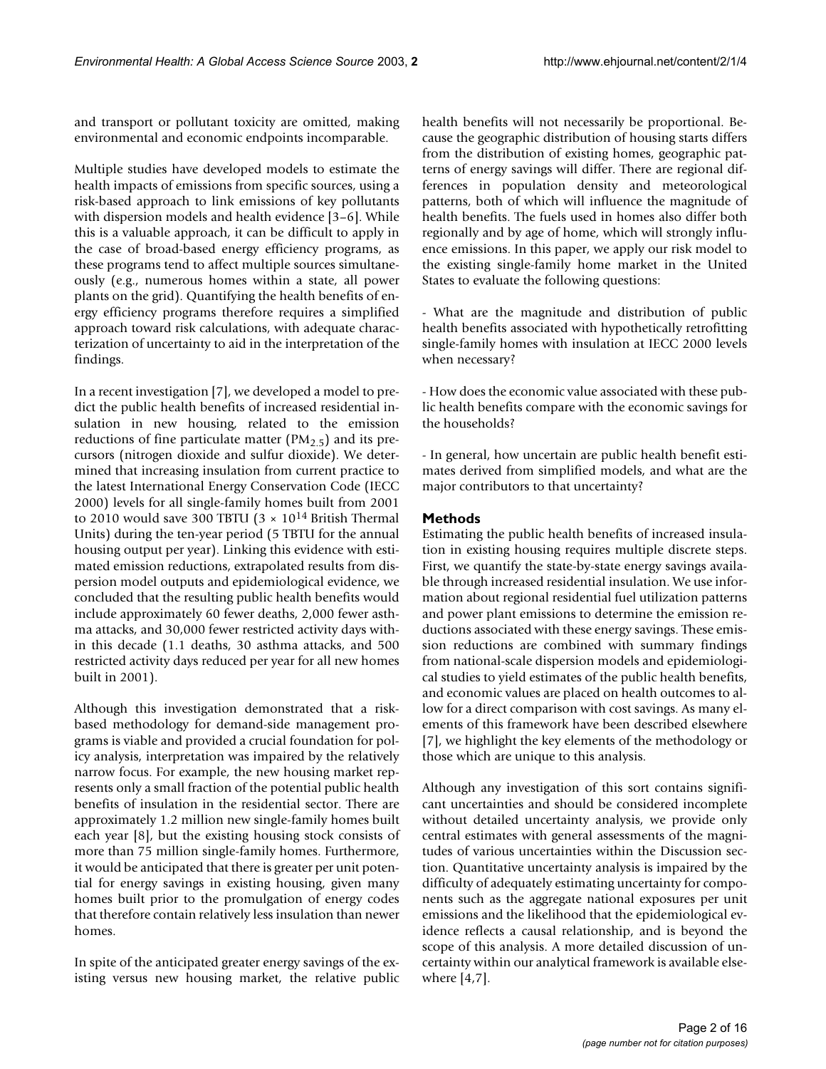and transport or pollutant toxicity are omitted, making environmental and economic endpoints incomparable.

Multiple studies have developed models to estimate the health impacts of emissions from specific sources, using a risk-based approach to link emissions of key pollutants with dispersion models and health evidence [3–6]. While this is a valuable approach, it can be difficult to apply in the case of broad-based energy efficiency programs, as these programs tend to affect multiple sources simultaneously (e.g., numerous homes within a state, all power plants on the grid). Quantifying the health benefits of energy efficiency programs therefore requires a simplified approach toward risk calculations, with adequate characterization of uncertainty to aid in the interpretation of the findings.

In a recent investigation [7], we developed a model to predict the public health benefits of increased residential insulation in new housing, related to the emission reductions of fine particulate matter ($PM_{2.5}$) and its precursors (nitrogen dioxide and sulfur dioxide). We determined that increasing insulation from current practice to the latest International Energy Conservation Code (IECC 2000) levels for all single-family homes built from 2001 to 2010 would save 300 TBTU ($3 \times 10^{14}$ British Thermal Units) during the ten-year period (5 TBTU for the annual housing output per year). Linking this evidence with estimated emission reductions, extrapolated results from dispersion model outputs and epidemiological evidence, we concluded that the resulting public health benefits would include approximately 60 fewer deaths, 2,000 fewer asthma attacks, and 30,000 fewer restricted activity days within this decade (1.1 deaths, 30 asthma attacks, and 500 restricted activity days reduced per year for all new homes built in 2001).

Although this investigation demonstrated that a risk-based methodology for demand-side management programs is viable and provided a crucial foundation for policy analysis, interpretation was impaired by the relatively narrow focus. For example, the new housing market represents only a small fraction of the potential public health benefits of insulation in the residential sector. There are approximately 1.2 million new single-family homes built each year [8], but the existing housing stock consists of more than 75 million single-family homes. Furthermore, it would be anticipated that there is greater per unit potential for energy savings in existing housing, given many homes built prior to the promulgation of energy codes that therefore contain relatively less insulation than newer homes.

In spite of the anticipated greater energy savings of the existing versus new housing market, the relative public health benefits will not necessarily be proportional. Because the geographic distribution of housing starts differs from the distribution of existing homes, geographic patterns of energy savings will differ. There are regional differences in population density and meteorological patterns, both of which will influence the magnitude of health benefits. The fuels used in homes also differ both regionally and by age of home, which will strongly influence emissions. In this paper, we apply our risk model to the existing single-family home market in the United States to evaluate the following questions:

- What are the magnitude and distribution of public health benefits associated with hypothetically retrofitting single-family homes with insulation at IECC 2000 levels when necessary?

- How does the economic value associated with these public health benefits compare with the economic savings for the households?

- In general, how uncertain are public health benefit estimates derived from simplified models, and what are the major contributors to that uncertainty?

## Methods

Estimating the public health benefits of increased insulation in existing housing requires multiple discrete steps. First, we quantify the state-by-state energy savings available through increased residential insulation. We use information about regional residential fuel utilization patterns and power plant emissions to determine the emission reductions associated with these energy savings. These emission reductions are combined with summary findings from national-scale dispersion models and epidemiological studies to yield estimates of the public health benefits, and economic values are placed on health outcomes to allow for a direct comparison with cost savings. As many elements of this framework have been described elsewhere [7], we highlight the key elements of the methodology or those which are unique to this analysis.

Although any investigation of this sort contains significant uncertainties and should be considered incomplete without detailed uncertainty analysis, we provide only central estimates with general assessments of the magnitudes of various uncertainties within the Discussion section. Quantitative uncertainty analysis is impaired by the difficulty of adequately estimating uncertainty for components such as the aggregate national exposures per unit emissions and the likelihood that the epidemiological evidence reflects a causal relationship, and is beyond the scope of this analysis. A more detailed discussion of uncertainty within our analytical framework is available elsewhere [4,7].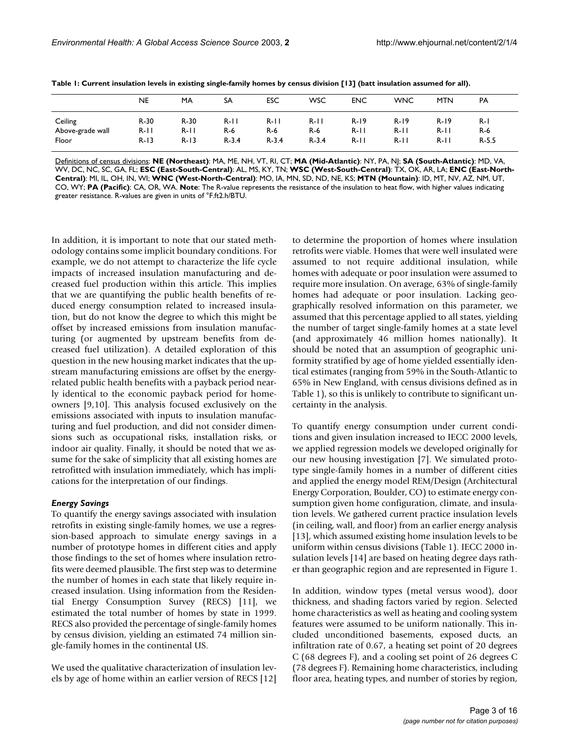**Table 1: Current insulation levels in existing single-family homes by census division [13] (batt insulation assumed for all).**

| | NE | MA | SA | ESC | WSC | ENC | WNC | MTN | PA |
|---|---|---|---|---|---|---|---|---|---|
| Ceiling | R-30 | R-30 | R-11 | R-11 | R-11 | R-19 | R-19 | R-19 | R-1 |
| Above-grade wall | R-11 | R-11 | R-6 | R-6 | R-6 | R-11 | R-11 | R-11 | R-6 |
| Floor | R-13 | R-13 | R-3.4 | R-3.4 | R-3.4 | R-11 | R-11 | R-11 | R-5.5 |

Definitions of census divisions: **NE (Northeast)**: MA, ME, NH, VT, RI, CT; **MA (Mid-Atlantic)**: NY, PA, NJ; **SA (South-Atlantic)**: MD, VA, WV, DC, NC, SC, GA, FL; **ESC (East-South-Central)**: AL, MS, KY, TN; **WSC (West-South-Central)**: TX, OK, AR, LA; **ENC (East-North-Central)**: MI, IL, OH, IN, WI; **WNC (West-North-Central)**: MO, IA, MN, SD, ND, NE, KS; **MTN (Mountain)**: ID, MT, NV, AZ, NM, UT, CO, WY; **PA (Pacific)**: CA, OR, WA. **Note**: The R-value represents the resistance of the insulation to heat flow, with higher values indicating greater resistance. R-values are given in units of °F.ft2.h/BTU.

In addition, it is important to note that our stated methodology contains some implicit boundary conditions. For example, we do not attempt to characterize the life cycle impacts of increased insulation manufacturing and decreased fuel production within this article. This implies that we are quantifying the public health benefits of reduced energy consumption related to increased insulation, but do not know the degree to which this might be offset by increased emissions from insulation manufacturing (or augmented by upstream benefits from decreased fuel utilization). A detailed exploration of this question in the new housing market indicates that the upstream manufacturing emissions are offset by the energy-related public health benefits with a payback period nearly identical to the economic payback period for homeowners [9,10]. This analysis focused exclusively on the emissions associated with inputs to insulation manufacturing and fuel production, and did not consider dimensions such as occupational risks, installation risks, or indoor air quality. Finally, it should be noted that we assume for the sake of simplicity that all existing homes are retrofitted with insulation immediately, which has implications for the interpretation of our findings.

### *Energy Savings*

To quantify the energy savings associated with insulation retrofits in existing single-family homes, we use a regression-based approach to simulate energy savings in a number of prototype homes in different cities and apply those findings to the set of homes where insulation retrofits were deemed plausible. The first step was to determine the number of homes in each state that likely require increased insulation. Using information from the Residential Energy Consumption Survey (RECS) [11], we estimated the total number of homes by state in 1999. RECS also provided the percentage of single-family homes by census division, yielding an estimated 74 million single-family homes in the continental US.

We used the qualitative characterization of insulation levels by age of home within an earlier version of RECS [12] to determine the proportion of homes where insulation retrofits were viable. Homes that were well insulated were assumed to not require additional insulation, while homes with adequate or poor insulation were assumed to require more insulation. On average, 63% of single-family homes had adequate or poor insulation. Lacking geographically resolved information on this parameter, we assumed that this percentage applied to all states, yielding the number of target single-family homes at a state level (and approximately 46 million homes nationally). It should be noted that an assumption of geographic uniformity stratified by age of home yielded essentially identical estimates (ranging from 59% in the South-Atlantic to 65% in New England, with census divisions defined as in Table 1), so this is unlikely to contribute to significant uncertainty in the analysis.

To quantify energy consumption under current conditions and given insulation increased to IECC 2000 levels, we applied regression models we developed originally for our new housing investigation [7]. We simulated prototype single-family homes in a number of different cities and applied the energy model REM/Design (Architectural Energy Corporation, Boulder, CO) to estimate energy consumption given home configuration, climate, and insulation levels. We gathered current practice insulation levels (in ceiling, wall, and floor) from an earlier energy analysis [13], which assumed existing home insulation levels to be uniform within census divisions (Table 1). IECC 2000 insulation levels [14] are based on heating degree days rather than geographic region and are represented in Figure 1.

In addition, window types (metal versus wood), door thickness, and shading factors varied by region. Selected home characteristics as well as heating and cooling system features were assumed to be uniform nationally. This included unconditioned basements, exposed ducts, an infiltration rate of 0.67, a heating set point of 20 degrees C (68 degrees F), and a cooling set point of 26 degrees C (78 degrees F). Remaining home characteristics, including floor area, heating types, and number of stories by region,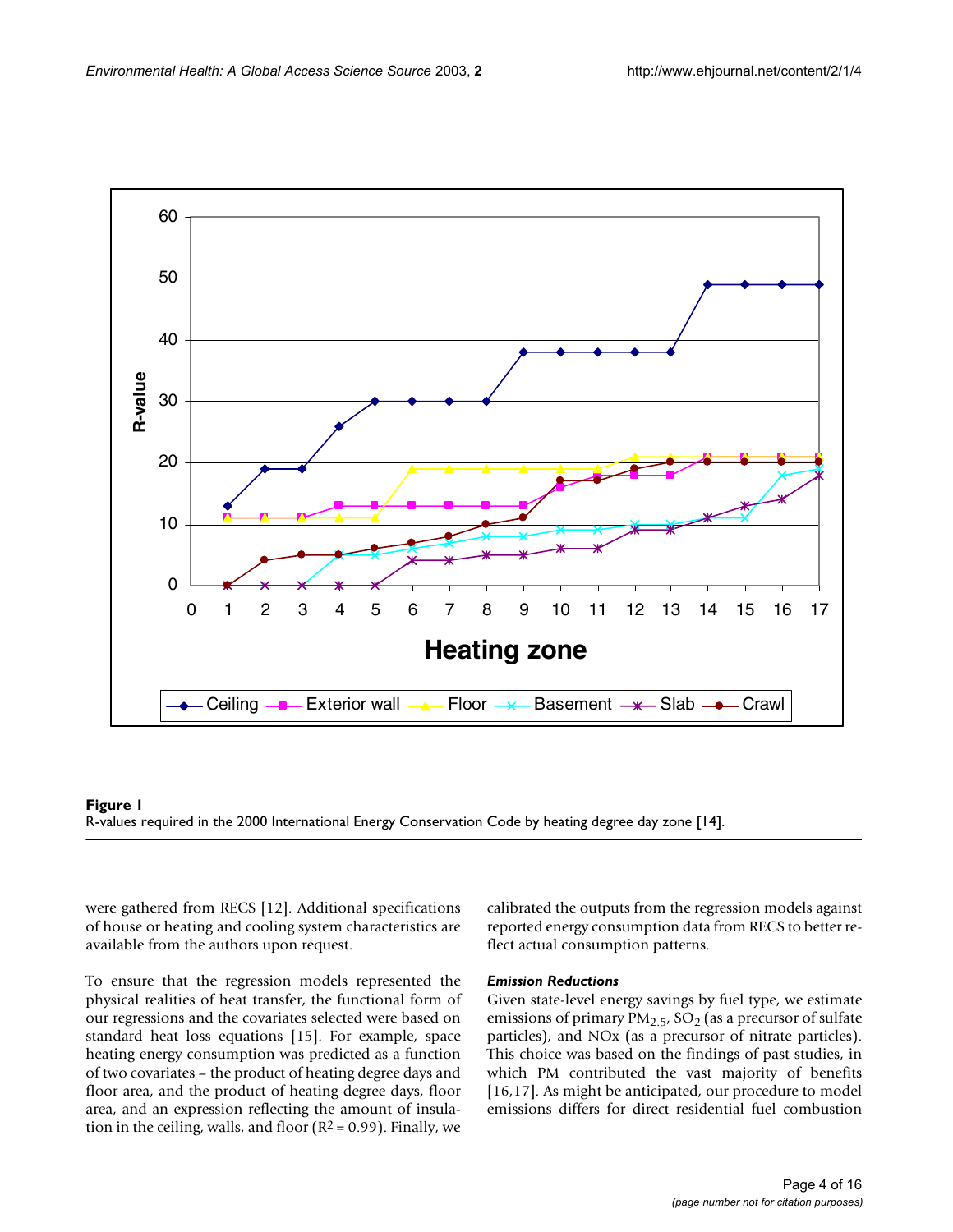**Figure 1**
R-values required in the 2000 International Energy Conservation Code by heating degree day zone [14].

were gathered from RECS [12]. Additional specifications of house or heating and cooling system characteristics are available from the authors upon request.

To ensure that the regression models represented the physical realities of heat transfer, the functional form of our regressions and the covariates selected were based on standard heat loss equations [15]. For example, space heating energy consumption was predicted as a function of two covariates – the product of heating degree days and floor area, and the product of heating degree days, floor area, and an expression reflecting the amount of insulation in the ceiling, walls, and floor ($R^2 = 0.99$). Finally, we calibrated the outputs from the regression models against reported energy consumption data from RECS to better reflect actual consumption patterns.

#### *Emission Reductions*

Given state-level energy savings by fuel type, we estimate emissions of primary $PM_{2.5}$, $SO_2$ (as a precursor of sulfate particles), and NOx (as a precursor of nitrate particles). This choice was based on the findings of past studies, in which PM contributed the vast majority of benefits [16,17]. As might be anticipated, our procedure to model emissions differs for direct residential fuel combustion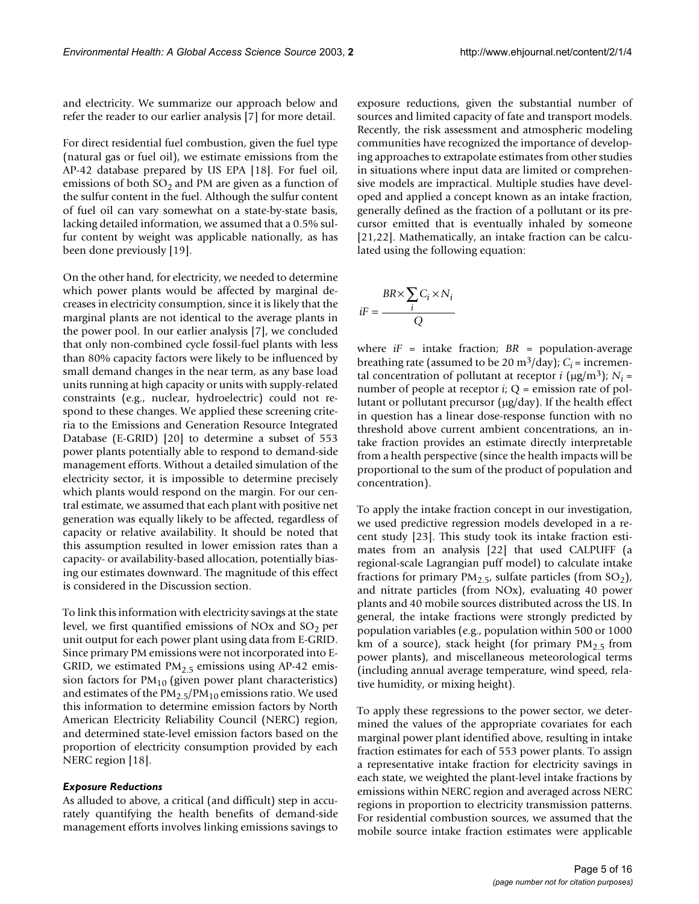and electricity. We summarize our approach below and refer the reader to our earlier analysis [7] for more detail.

For direct residential fuel combustion, given the fuel type (natural gas or fuel oil), we estimate emissions from the AP-42 database prepared by US EPA [18]. For fuel oil, emissions of both $SO_2$ and PM are given as a function of the sulfur content in the fuel. Although the sulfur content of fuel oil can vary somewhat on a state-by-state basis, lacking detailed information, we assumed that a 0.5% sulfur content by weight was applicable nationally, as has been done previously [19].

On the other hand, for electricity, we needed to determine which power plants would be affected by marginal decreases in electricity consumption, since it is likely that the marginal plants are not identical to the average plants in the power pool. In our earlier analysis [7], we concluded that only non-combined cycle fossil-fuel plants with less than 80% capacity factors were likely to be influenced by small demand changes in the near term, as any base load units running at high capacity or units with supply-related constraints (e.g., nuclear, hydroelectric) could not respond to these changes. We applied these screening criteria to the Emissions and Generation Resource Integrated Database (E-GRID) [20] to determine a subset of 553 power plants potentially able to respond to demand-side management efforts. Without a detailed simulation of the electricity sector, it is impossible to determine precisely which plants would respond on the margin. For our central estimate, we assumed that each plant with positive net generation was equally likely to be affected, regardless of capacity or relative availability. It should be noted that this assumption resulted in lower emission rates than a capacity- or availability-based allocation, potentially biasing our estimates downward. The magnitude of this effect is considered in the Discussion section.

To link this information with electricity savings at the state level, we first quantified emissions of NOx and $SO_2$ per unit output for each power plant using data from E-GRID. Since primary PM emissions were not incorporated into E-GRID, we estimated $PM_{2.5}$ emissions using AP-42 emission factors for $PM_{10}$ (given power plant characteristics) and estimates of the $PM_{2.5}/PM_{10}$ emissions ratio. We used this information to determine emission factors by North American Electricity Reliability Council (NERC) region, and determined state-level emission factors based on the proportion of electricity consumption provided by each NERC region [18].

### *Exposure Reductions*

As alluded to above, a critical (and difficult) step in accurately quantifying the health benefits of demand-side management efforts involves linking emissions savings to exposure reductions, given the substantial number of sources and limited capacity of fate and transport models. Recently, the risk assessment and atmospheric modeling communities have recognized the importance of developing approaches to extrapolate estimates from other studies in situations where input data are limited or comprehensive models are impractical. Multiple studies have developed and applied a concept known as an intake fraction, generally defined as the fraction of a pollutant or its precursor emitted that is eventually inhaled by someone [21,22]. Mathematically, an intake fraction can be calculated using the following equation:

$$iF = \frac{BR \times \sum_i C_i \times N_i}{Q}$$

where $iF$ = intake fraction; $BR$ = population-average breathing rate (assumed to be 20 $m^3$/day); $C_i$ = incremental concentration of pollutant at receptor $i$ ($\mu g/m^3$); $N_i$ = number of people at receptor $i$; $Q$ = emission rate of pollutant or pollutant precursor ($\mu$g/day). If the health effect in question has a linear dose-response function with no threshold above current ambient concentrations, an intake fraction provides an estimate directly interpretable from a health perspective (since the health impacts will be proportional to the sum of the product of population and concentration).

To apply the intake fraction concept in our investigation, we used predictive regression models developed in a recent study [23]. This study took its intake fraction estimates from an analysis [22] that used CALPUFF (a regional-scale Lagrangian puff model) to calculate intake fractions for primary $PM_{2.5}$, sulfate particles (from $SO_2$), and nitrate particles (from NOx), evaluating 40 power plants and 40 mobile sources distributed across the US. In general, the intake fractions were strongly predicted by population variables (e.g., population within 500 or 1000 km of a source), stack height (for primary $PM_{2.5}$ from power plants), and miscellaneous meteorological terms (including annual average temperature, wind speed, relative humidity, or mixing height).

To apply these regressions to the power sector, we determined the values of the appropriate covariates for each marginal power plant identified above, resulting in intake fraction estimates for each of 553 power plants. To assign a representative intake fraction for electricity savings in each state, we weighted the plant-level intake fractions by emissions within NERC region and averaged across NERC regions in proportion to electricity transmission patterns. For residential combustion sources, we assumed that the mobile source intake fraction estimates were applicable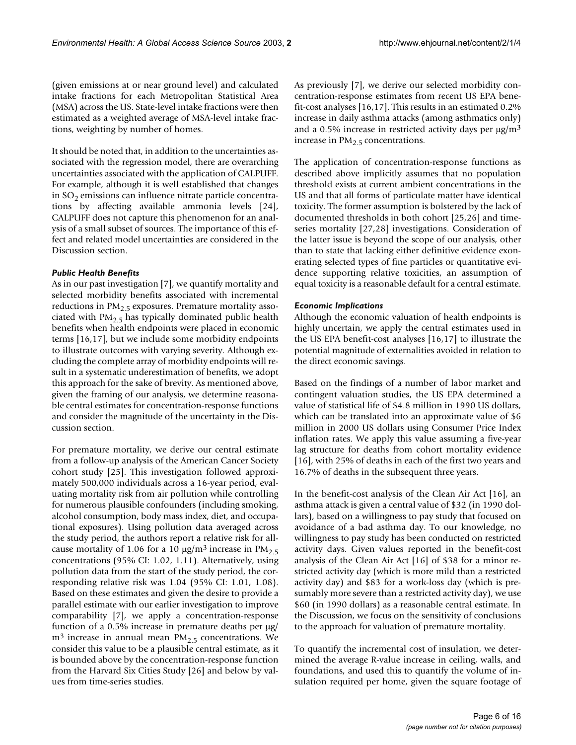(given emissions at or near ground level) and calculated intake fractions for each Metropolitan Statistical Area (MSA) across the US. State-level intake fractions were then estimated as a weighted average of MSA-level intake fractions, weighting by number of homes.

It should be noted that, in addition to the uncertainties associated with the regression model, there are overarching uncertainties associated with the application of CALPUFF. For example, although it is well established that changes in $SO_2$ emissions can influence nitrate particle concentrations by affecting available ammonia levels [24], CALPUFF does not capture this phenomenon for an analysis of a small subset of sources. The importance of this effect and related model uncertainties are considered in the Discussion section.

### *Public Health Benefits*

As in our past investigation [7], we quantify mortality and selected morbidity benefits associated with incremental reductions in $PM_{2.5}$ exposures. Premature mortality associated with $PM_{2.5}$ has typically dominated public health benefits when health endpoints were placed in economic terms [16,17], but we include some morbidity endpoints to illustrate outcomes with varying severity. Although excluding the complete array of morbidity endpoints will result in a systematic underestimation of benefits, we adopt this approach for the sake of brevity. As mentioned above, given the framing of our analysis, we determine reasonable central estimates for concentration-response functions and consider the magnitude of the uncertainty in the Discussion section.

For premature mortality, we derive our central estimate from a follow-up analysis of the American Cancer Society cohort study [25]. This investigation followed approximately 500,000 individuals across a 16-year period, evaluating mortality risk from air pollution while controlling for numerous plausible confounders (including smoking, alcohol consumption, body mass index, diet, and occupational exposures). Using pollution data averaged across the study period, the authors report a relative risk for all-cause mortality of 1.06 for a 10 μg/m$^3$ increase in $PM_{2.5}$ concentrations (95% CI: 1.02, 1.11). Alternatively, using pollution data from the start of the study period, the corresponding relative risk was 1.04 (95% CI: 1.01, 1.08). Based on these estimates and given the desire to provide a parallel estimate with our earlier investigation to improve comparability [7], we apply a concentration-response function of a 0.5% increase in premature deaths per μg/m$^3$ increase in annual mean $PM_{2.5}$ concentrations. We consider this value to be a plausible central estimate, as it is bounded above by the concentration-response function from the Harvard Six Cities Study [26] and below by values from time-series studies.

As previously [7], we derive our selected morbidity concentration-response estimates from recent US EPA benefit-cost analyses [16,17]. This results in an estimated 0.2% increase in daily asthma attacks (among asthmatics only) and a 0.5% increase in restricted activity days per μg/m$^3$ increase in $PM_{2.5}$ concentrations.

The application of concentration-response functions as described above implicitly assumes that no population threshold exists at current ambient concentrations in the US and that all forms of particulate matter have identical toxicity. The former assumption is bolstered by the lack of documented thresholds in both cohort [25,26] and time-series mortality [27,28] investigations. Consideration of the latter issue is beyond the scope of our analysis, other than to state that lacking either definitive evidence exonerating selected types of fine particles or quantitative evidence supporting relative toxicities, an assumption of equal toxicity is a reasonable default for a central estimate.

### *Economic Implications*

Although the economic valuation of health endpoints is highly uncertain, we apply the central estimates used in the US EPA benefit-cost analyses [16,17] to illustrate the potential magnitude of externalities avoided in relation to the direct economic savings.

Based on the findings of a number of labor market and contingent valuation studies, the US EPA determined a value of statistical life of \$4.8 million in 1990 US dollars, which can be translated into an approximate value of \$6 million in 2000 US dollars using Consumer Price Index inflation rates. We apply this value assuming a five-year lag structure for deaths from cohort mortality evidence [16], with 25% of deaths in each of the first two years and 16.7% of deaths in the subsequent three years.

In the benefit-cost analysis of the Clean Air Act [16], an asthma attack is given a central value of \$32 (in 1990 dollars), based on a willingness to pay study that focused on avoidance of a bad asthma day. To our knowledge, no willingness to pay study has been conducted on restricted activity days. Given values reported in the benefit-cost analysis of the Clean Air Act [16] of \$38 for a minor restricted activity day (which is more mild than a restricted activity day) and \$83 for a work-loss day (which is presumably more severe than a restricted activity day), we use \$60 (in 1990 dollars) as a reasonable central estimate. In the Discussion, we focus on the sensitivity of conclusions to the approach for valuation of premature mortality.

To quantify the incremental cost of insulation, we determined the average R-value increase in ceiling, walls, and foundations, and used this to quantify the volume of insulation required per home, given the square footage of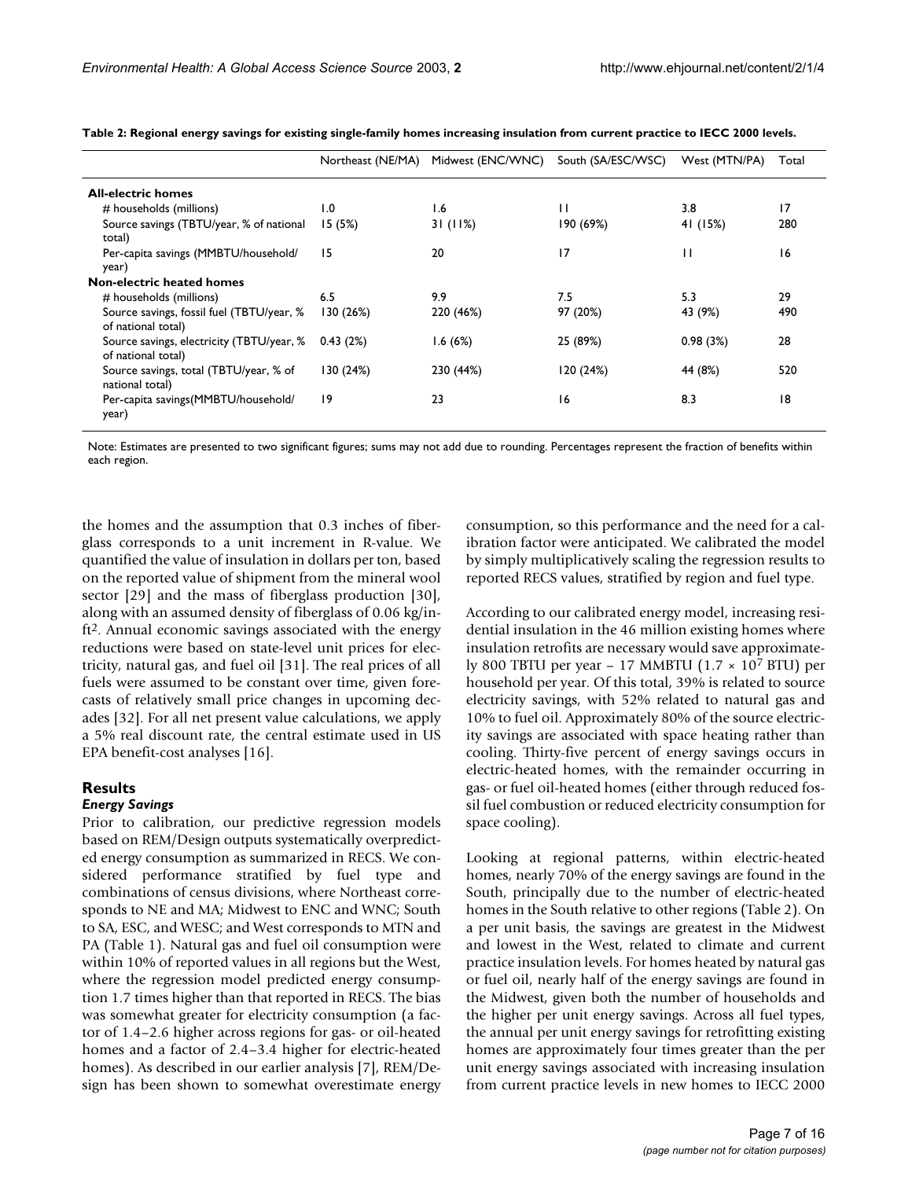**Table 2: Regional energy savings for existing single-family homes increasing insulation from current practice to IECC 2000 levels.**

| | Northeast (NE/MA) | Midwest (ENC/WNC) | South (SA/ESC/WSC) | West (MTN/PA) | Total |
|---|---|---|---|---|---|
| **All-electric homes** | | | | | |
| # households (millions) | 1.0 | 1.6 | 11 | 3.8 | 17 |
| Source savings (TBTU/year, % of national total) | 15 (5%) | 31 (11%) | 190 (69%) | 41 (15%) | 280 |
| Per-capita savings (MMBTU/household/year) | 15 | 20 | 17 | 11 | 16 |
| **Non-electric heated homes** | | | | | |
| # households (millions) | 6.5 | 9.9 | 7.5 | 5.3 | 29 |
| Source savings, fossil fuel (TBTU/year, % of national total) | 130 (26%) | 220 (46%) | 97 (20%) | 43 (9%) | 490 |
| Source savings, electricity (TBTU/year, % of national total) | 0.43 (2%) | 1.6 (6%) | 25 (89%) | 0.98 (3%) | 28 |
| Source savings, total (TBTU/year, % of national total) | 130 (24%) | 230 (44%) | 120 (24%) | 44 (8%) | 520 |
| Per-capita savings(MMBTU/household/year) | 19 | 23 | 16 | 8.3 | 18 |

Note: Estimates are presented to two significant figures; sums may not add due to rounding. Percentages represent the fraction of benefits within each region.

the homes and the assumption that 0.3 inches of fiberglass corresponds to a unit increment in R-value. We quantified the value of insulation in dollars per ton, based on the reported value of shipment from the mineral wool sector [29] and the mass of fiberglass production [30], along with an assumed density of fiberglass of 0.06 kg/in-ft$^2$. Annual economic savings associated with the energy reductions were based on state-level unit prices for electricity, natural gas, and fuel oil [31]. The real prices of all fuels were assumed to be constant over time, given forecasts of relatively small price changes in upcoming decades [32]. For all net present value calculations, we apply a 5% real discount rate, the central estimate used in US EPA benefit-cost analyses [16].

## Results

### *Energy Savings*

Prior to calibration, our predictive regression models based on REM/Design outputs systematically overpredicted energy consumption as summarized in RECS. We considered performance stratified by fuel type and combinations of census divisions, where Northeast corresponds to NE and MA; Midwest to ENC and WNC; South to SA, ESC, and WESC; and West corresponds to MTN and PA (Table 1). Natural gas and fuel oil consumption were within 10% of reported values in all regions but the West, where the regression model predicted energy consumption 1.7 times higher than that reported in RECS. The bias was somewhat greater for electricity consumption (a factor of 1.4–2.6 higher across regions for gas- or oil-heated homes and a factor of 2.4–3.4 higher for electric-heated homes). As described in our earlier analysis [7], REM/Design has been shown to somewhat overestimate energy consumption, so this performance and the need for a calibration factor were anticipated. We calibrated the model by simply multiplicatively scaling the regression results to reported RECS values, stratified by region and fuel type.

According to our calibrated energy model, increasing residential insulation in the 46 million existing homes where insulation retrofits are necessary would save approximately 800 TBTU per year – 17 MMBTU ($1.7 \times 10^7$ BTU) per household per year. Of this total, 39% is related to source electricity savings, with 52% related to natural gas and 10% to fuel oil. Approximately 80% of the source electricity savings are associated with space heating rather than cooling. Thirty-five percent of energy savings occurs in electric-heated homes, with the remainder occurring in gas- or fuel oil-heated homes (either through reduced fossil fuel combustion or reduced electricity consumption for space cooling).

Looking at regional patterns, within electric-heated homes, nearly 70% of the energy savings are found in the South, principally due to the number of electric-heated homes in the South relative to other regions (Table 2). On a per unit basis, the savings are greatest in the Midwest and lowest in the West, related to climate and current practice insulation levels. For homes heated by natural gas or fuel oil, nearly half of the energy savings are found in the Midwest, given both the number of households and the higher per unit energy savings. Across all fuel types, the annual per unit energy savings for retrofitting existing homes are approximately four times greater than the per unit energy savings associated with increasing insulation from current practice levels in new homes to IECC 2000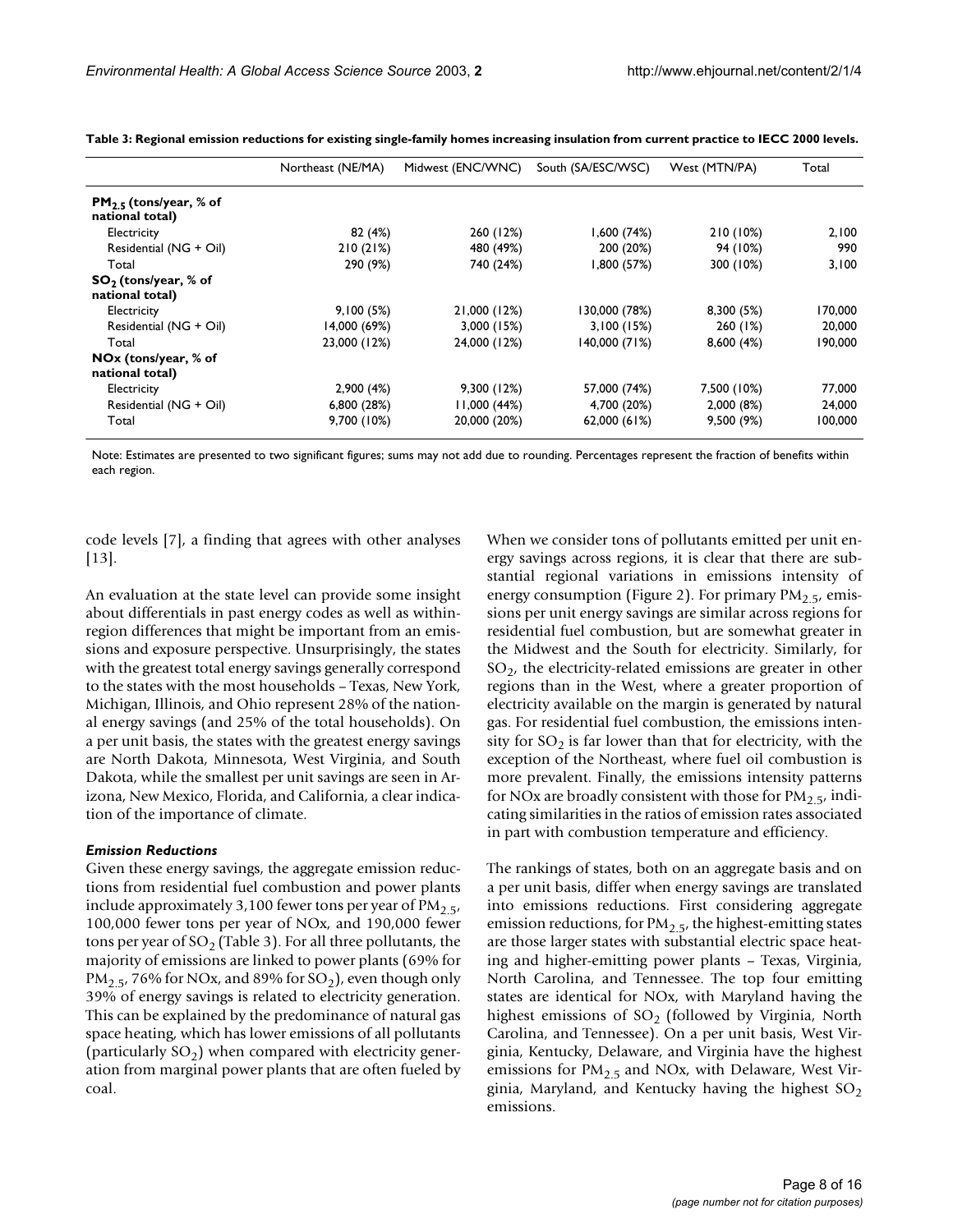**Table 3: Regional emission reductions for existing single-family homes increasing insulation from current practice to IECC 2000 levels.**

| | Northeast (NE/MA) | Midwest (ENC/WNC) | South (SA/ESC/WSC) | West (MTN/PA) | Total |
|---|---|---|---|---|---|
| **$PM_{2.5}$ (tons/year, % of national total)** | | | | | |
| Electricity | 82 (4%) | 260 (12%) | 1,600 (74%) | 210 (10%) | 2,100 |
| Residential (NG + Oil) | 210 (21%) | 480 (49%) | 200 (20%) | 94 (10%) | 990 |
| Total | 290 (9%) | 740 (24%) | 1,800 (57%) | 300 (10%) | 3,100 |
| **$SO_2$ (tons/year, % of national total)** | | | | | |
| Electricity | 9,100 (5%) | 21,000 (12%) | 130,000 (78%) | 8,300 (5%) | 170,000 |
| Residential (NG + Oil) | 14,000 (69%) | 3,000 (15%) | 3,100 (15%) | 260 (1%) | 20,000 |
| Total | 23,000 (12%) | 24,000 (12%) | 140,000 (71%) | 8,600 (4%) | 190,000 |
| **NOx (tons/year, % of national total)** | | | | | |
| Electricity | 2,900 (4%) | 9,300 (12%) | 57,000 (74%) | 7,500 (10%) | 77,000 |
| Residential (NG + Oil) | 6,800 (28%) | 11,000 (44%) | 4,700 (20%) | 2,000 (8%) | 24,000 |
| Total | 9,700 (10%) | 20,000 (20%) | 62,000 (61%) | 9,500 (9%) | 100,000 |

Note: Estimates are presented to two significant figures; sums may not add due to rounding. Percentages represent the fraction of benefits within each region.

code levels [7], a finding that agrees with other analyses [13].

An evaluation at the state level can provide some insight about differentials in past energy codes as well as within-region differences that might be important from an emissions and exposure perspective. Unsurprisingly, the states with the greatest total energy savings generally correspond to the states with the most households – Texas, New York, Michigan, Illinois, and Ohio represent 28% of the national energy savings (and 25% of the total households). On a per unit basis, the states with the greatest energy savings are North Dakota, Minnesota, West Virginia, and South Dakota, while the smallest per unit savings are seen in Arizona, New Mexico, Florida, and California, a clear indication of the importance of climate.

### *Emission Reductions*

Given these energy savings, the aggregate emission reductions from residential fuel combustion and power plants include approximately 3,100 fewer tons per year of $PM_{2.5}$, 100,000 fewer tons per year of NOx, and 190,000 fewer tons per year of $SO_2$ (Table 3). For all three pollutants, the majority of emissions are linked to power plants (69% for $PM_{2.5}$, 76% for NOx, and 89% for $SO_2$), even though only 39% of energy savings is related to electricity generation. This can be explained by the predominance of natural gas space heating, which has lower emissions of all pollutants (particularly $SO_2$) when compared with electricity generation from marginal power plants that are often fueled by coal.

When we consider tons of pollutants emitted per unit energy savings across regions, it is clear that there are substantial regional variations in emissions intensity of energy consumption (Figure 2). For primary $PM_{2.5}$, emissions per unit energy savings are similar across regions for residential fuel combustion, but are somewhat greater in the Midwest and the South for electricity. Similarly, for $SO_2$, the electricity-related emissions are greater in other regions than in the West, where a greater proportion of electricity available on the margin is generated by natural gas. For residential fuel combustion, the emissions intensity for $SO_2$ is far lower than that for electricity, with the exception of the Northeast, where fuel oil combustion is more prevalent. Finally, the emissions intensity patterns for NOx are broadly consistent with those for $PM_{2.5}$, indicating similarities in the ratios of emission rates associated in part with combustion temperature and efficiency.

The rankings of states, both on an aggregate basis and on a per unit basis, differ when energy savings are translated into emissions reductions. First considering aggregate emission reductions, for $PM_{2.5}$, the highest-emitting states are those larger states with substantial electric space heating and higher-emitting power plants – Texas, Virginia, North Carolina, and Tennessee. The top four emitting states are identical for NOx, with Maryland having the highest emissions of $SO_2$ (followed by Virginia, North Carolina, and Tennessee). On a per unit basis, West Virginia, Kentucky, Delaware, and Virginia have the highest emissions for $PM_{2.5}$ and NOx, with Delaware, West Virginia, Maryland, and Kentucky having the highest $SO_2$ emissions.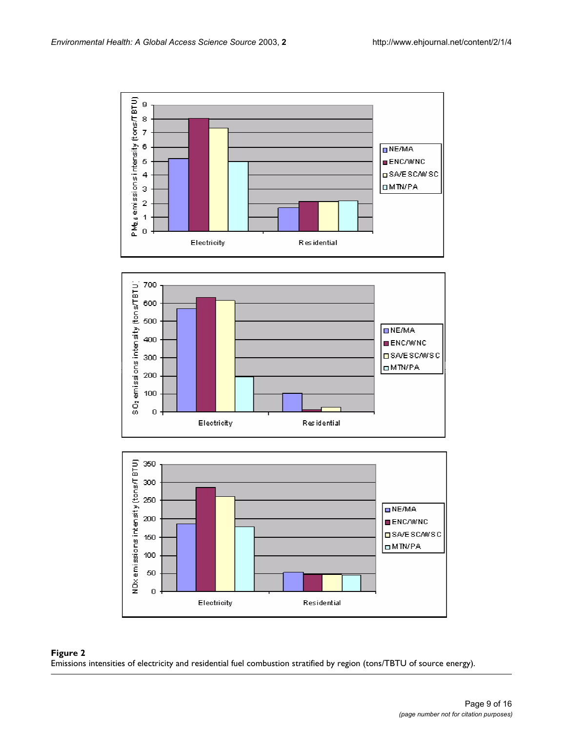**Figure 2**
Emissions intensities of electricity and residential fuel combustion stratified by region (tons/TBTU of source energy).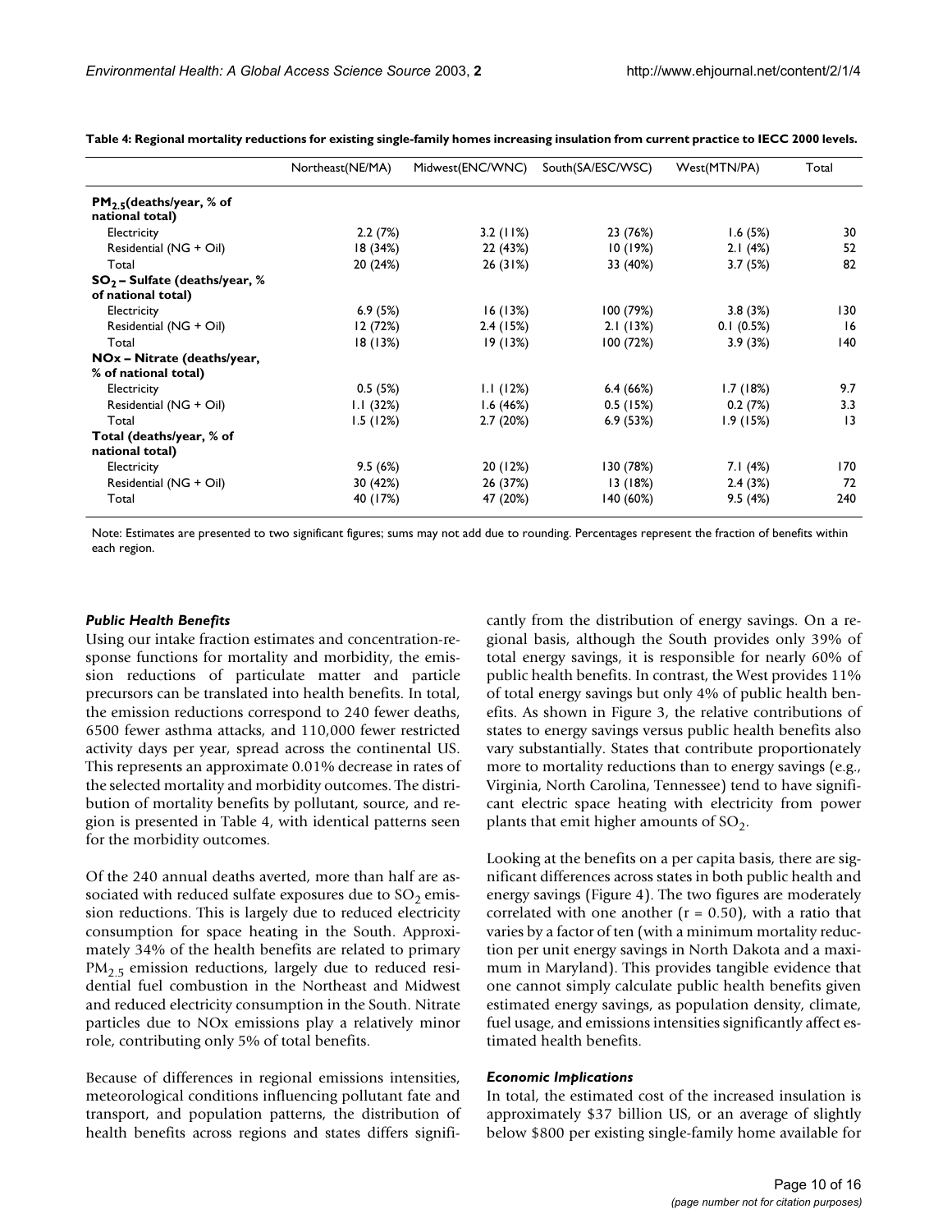**Table 4: Regional mortality reductions for existing single-family homes increasing insulation from current practice to IECC 2000 levels.**

| | Northeast(NE/MA) | Midwest(ENC/WNC) | South(SA/ESC/WSC) | West(MTN/PA) | Total |
|---|---|---|---|---|---|
| **$PM_{2.5}$(deaths/year, % of national total)** | | | | | |
| Electricity | 2.2 (7%) | 3.2 (11%) | 23 (76%) | 1.6 (5%) | 30 |
| Residential (NG + Oil) | 18 (34%) | 22 (43%) | 10 (19%) | 2.1 (4%) | 52 |
| Total | 20 (24%) | 26 (31%) | 33 (40%) | 3.7 (5%) | 82 |
| **$SO_2$ – Sulfate (deaths/year, % of national total)** | | | | | |
| Electricity | 6.9 (5%) | 16 (13%) | 100 (79%) | 3.8 (3%) | 130 |
| Residential (NG + Oil) | 12 (72%) | 2.4 (15%) | 2.1 (13%) | 0.1 (0.5%) | 16 |
| Total | 18 (13%) | 19 (13%) | 100 (72%) | 3.9 (3%) | 140 |
| **NOx – Nitrate (deaths/year, % of national total)** | | | | | |
| Electricity | 0.5 (5%) | 1.1 (12%) | 6.4 (66%) | 1.7 (18%) | 9.7 |
| Residential (NG + Oil) | 1.1 (32%) | 1.6 (46%) | 0.5 (15%) | 0.2 (7%) | 3.3 |
| Total | 1.5 (12%) | 2.7 (20%) | 6.9 (53%) | 1.9 (15%) | 13 |
| **Total (deaths/year, % of national total)** | | | | | |
| Electricity | 9.5 (6%) | 20 (12%) | 130 (78%) | 7.1 (4%) | 170 |
| Residential (NG + Oil) | 30 (42%) | 26 (37%) | 13 (18%) | 2.4 (3%) | 72 |
| Total | 40 (17%) | 47 (20%) | 140 (60%) | 9.5 (4%) | 240 |

Note: Estimates are presented to two significant figures; sums may not add due to rounding. Percentages represent the fraction of benefits within each region.

### *Public Health Benefits*

Using our intake fraction estimates and concentration-response functions for mortality and morbidity, the emission reductions of particulate matter and particle precursors can be translated into health benefits. In total, the emission reductions correspond to 240 fewer deaths, 6500 fewer asthma attacks, and 110,000 fewer restricted activity days per year, spread across the continental US. This represents an approximate 0.01% decrease in rates of the selected mortality and morbidity outcomes. The distribution of mortality benefits by pollutant, source, and region is presented in Table 4, with identical patterns seen for the morbidity outcomes.

Of the 240 annual deaths averted, more than half are associated with reduced sulfate exposures due to $SO_2$ emission reductions. This is largely due to reduced electricity consumption for space heating in the South. Approximately 34% of the health benefits are related to primary $PM_{2.5}$ emission reductions, largely due to reduced residential fuel combustion in the Northeast and Midwest and reduced electricity consumption in the South. Nitrate particles due to NOx emissions play a relatively minor role, contributing only 5% of total benefits.

Because of differences in regional emissions intensities, meteorological conditions influencing pollutant fate and transport, and population patterns, the distribution of health benefits across regions and states differs significantly from the distribution of energy savings. On a regional basis, although the South provides only 39% of total energy savings, it is responsible for nearly 60% of public health benefits. In contrast, the West provides 11% of total energy savings but only 4% of public health benefits. As shown in Figure 3, the relative contributions of states to energy savings versus public health benefits also vary substantially. States that contribute proportionately more to mortality reductions than to energy savings (e.g., Virginia, North Carolina, Tennessee) tend to have significant electric space heating with electricity from power plants that emit higher amounts of $SO_2$.

Looking at the benefits on a per capita basis, there are significant differences across states in both public health and energy savings (Figure 4). The two figures are moderately correlated with one another ($r = 0.50$), with a ratio that varies by a factor of ten (with a minimum mortality reduction per unit energy savings in North Dakota and a maximum in Maryland). This provides tangible evidence that one cannot simply calculate public health benefits given estimated energy savings, as population density, climate, fuel usage, and emissions intensities significantly affect estimated health benefits.

### *Economic Implications*

In total, the estimated cost of the increased insulation is approximately \$37 billion US, or an average of slightly below \$800 per existing single-family home available for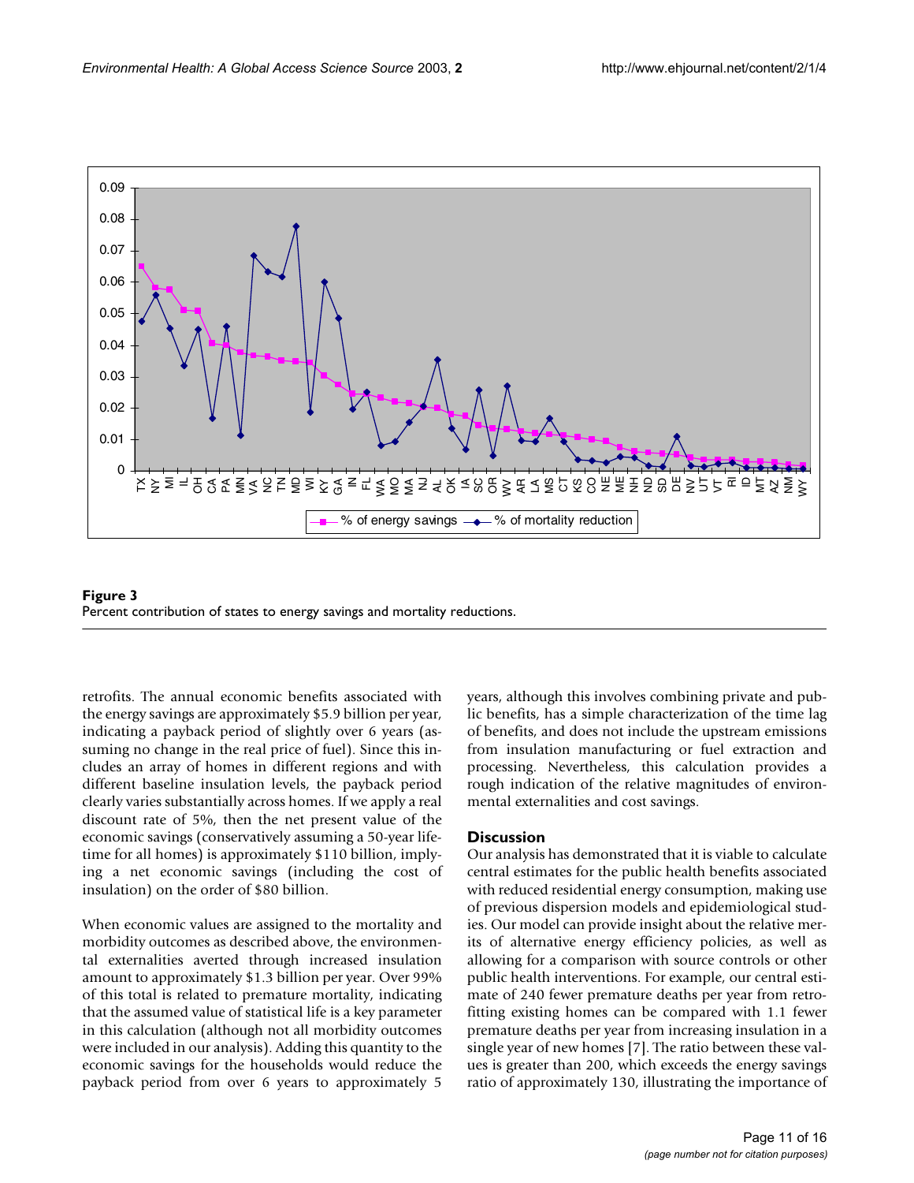**Figure 3**
Percent contribution of states to energy savings and mortality reductions.

retrofits. The annual economic benefits associated with the energy savings are approximately $5.9 billion per year, indicating a payback period of slightly over 6 years (assuming no change in the real price of fuel). Since this includes an array of homes in different regions and with different baseline insulation levels, the payback period clearly varies substantially across homes. If we apply a real discount rate of 5%, then the net present value of the economic savings (conservatively assuming a 50-year lifetime for all homes) is approximately $110 billion, implying a net economic savings (including the cost of insulation) on the order of $80 billion.

When economic values are assigned to the mortality and morbidity outcomes as described above, the environmental externalities averted through increased insulation amount to approximately $1.3 billion per year. Over 99% of this total is related to premature mortality, indicating that the assumed value of statistical life is a key parameter in this calculation (although not all morbidity outcomes were included in our analysis). Adding this quantity to the economic savings for the households would reduce the payback period from over 6 years to approximately 5 years, although this involves combining private and public benefits, has a simple characterization of the time lag of benefits, and does not include the upstream emissions from insulation manufacturing or fuel extraction and processing. Nevertheless, this calculation provides a rough indication of the relative magnitudes of environmental externalities and cost savings.

## Discussion

Our analysis has demonstrated that it is viable to calculate central estimates for the public health benefits associated with reduced residential energy consumption, making use of previous dispersion models and epidemiological studies. Our model can provide insight about the relative merits of alternative energy efficiency policies, as well as allowing for a comparison with source controls or other public health interventions. For example, our central estimate of 240 fewer premature deaths per year from retrofitting existing homes can be compared with 1.1 fewer premature deaths per year from increasing insulation in a single year of new homes [7]. The ratio between these values is greater than 200, which exceeds the energy savings ratio of approximately 130, illustrating the importance of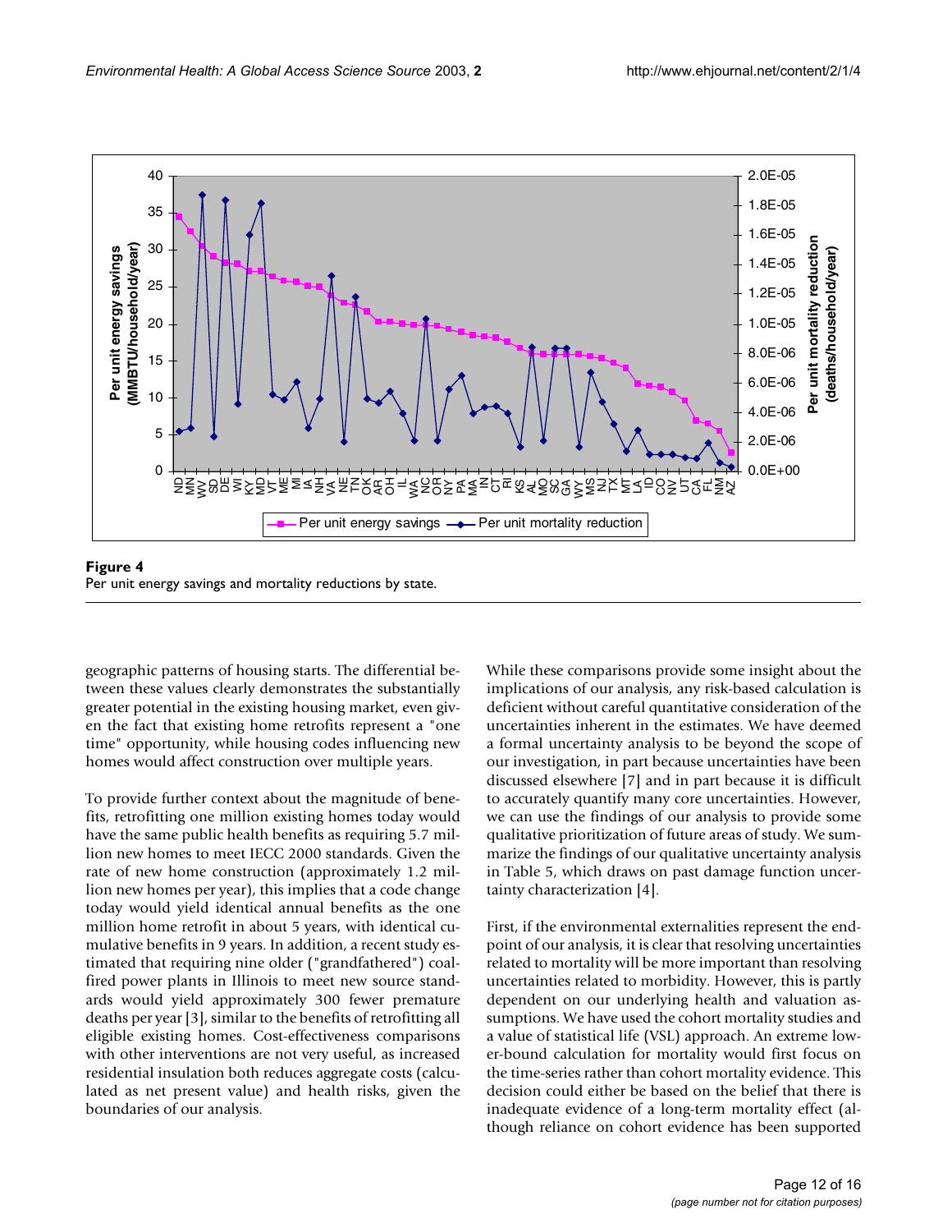**Figure 4**
Per unit energy savings and mortality reductions by state.

geographic patterns of housing starts. The differential between these values clearly demonstrates the substantially greater potential in the existing housing market, even given the fact that existing home retrofits represent a "one time" opportunity, while housing codes influencing new homes would affect construction over multiple years.

To provide further context about the magnitude of benefits, retrofitting one million existing homes today would have the same public health benefits as requiring 5.7 million new homes to meet IECC 2000 standards. Given the rate of new home construction (approximately 1.2 million new homes per year), this implies that a code change today would yield identical annual benefits as the one million home retrofit in about 5 years, with identical cumulative benefits in 9 years. In addition, a recent study estimated that requiring nine older ("grandfathered") coal-fired power plants in Illinois to meet new source standards would yield approximately 300 fewer premature deaths per year [3], similar to the benefits of retrofitting all eligible existing homes. Cost-effectiveness comparisons with other interventions are not very useful, as increased residential insulation both reduces aggregate costs (calculated as net present value) and health risks, given the boundaries of our analysis.

While these comparisons provide some insight about the implications of our analysis, any risk-based calculation is deficient without careful quantitative consideration of the uncertainties inherent in the estimates. We have deemed a formal uncertainty analysis to be beyond the scope of our investigation, in part because uncertainties have been discussed elsewhere [7] and in part because it is difficult to accurately quantify many core uncertainties. However, we can use the findings of our analysis to provide some qualitative prioritization of future areas of study. We summarize the findings of our qualitative uncertainty analysis in Table 5, which draws on past damage function uncertainty characterization [4].

First, if the environmental externalities represent the endpoint of our analysis, it is clear that resolving uncertainties related to mortality will be more important than resolving uncertainties related to morbidity. However, this is partly dependent on our underlying health and valuation assumptions. We have used the cohort mortality studies and a value of statistical life (VSL) approach. An extreme lower-bound calculation for mortality would first focus on the time-series rather than cohort mortality evidence. This decision could either be based on the belief that there is inadequate evidence of a long-term mortality effect (although reliance on cohort evidence has been supported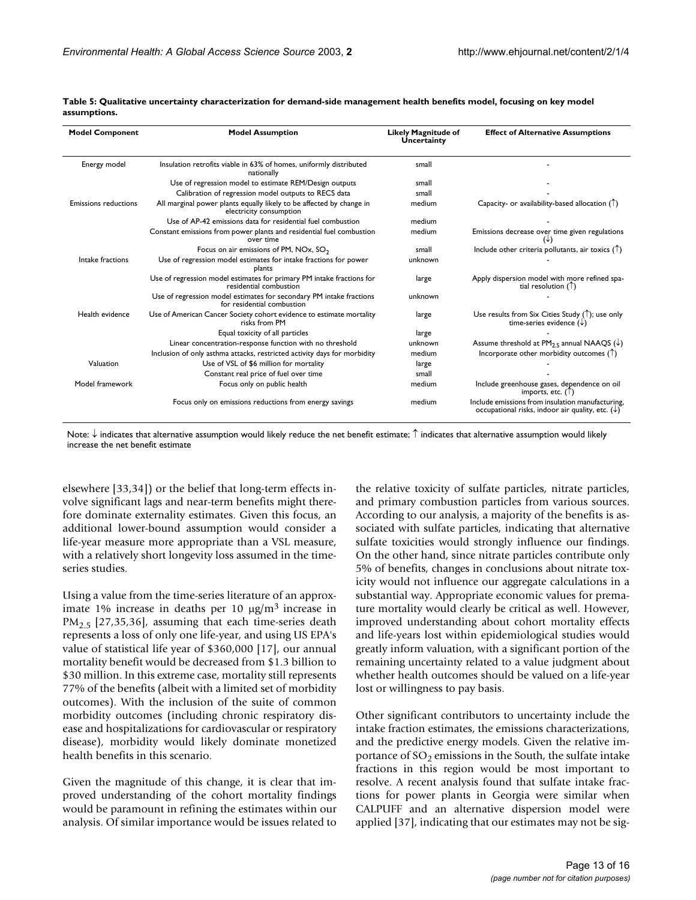**Table 5: Qualitative uncertainty characterization for demand-side management health benefits model, focusing on key model assumptions.**

| Model Component | Model Assumption | Likely Magnitude of Uncertainty | Effect of Alternative Assumptions |
|---|---|---|---|
| Energy model | Insulation retrofits viable in 63% of homes, uniformly distributed nationally | small | - |
| | Use of regression model to estimate REM/Design outputs | small | - |
| | Calibration of regression model outputs to RECS data | small | - |
| Emissions reductions | All marginal power plants equally likely to be affected by change in electricity consumption | medium | Capacity- or availability-based allocation (↑) |
| | Use of AP-42 emissions data for residential fuel combustion | medium | - |
| | Constant emissions from power plants and residential fuel combustion over time | medium | Emissions decrease over time given regulations (↓) |
| | Focus on air emissions of PM, NOx, $SO_2$ | small | Include other criteria pollutants, air toxics (↑) |
| Intake fractions | Use of regression model estimates for intake fractions for power plants | unknown | - |
| | Use of regression model estimates for primary PM intake fractions for residential combustion | large | Apply dispersion model with more refined spatial resolution (↑) |
| | Use of regression model estimates for secondary PM intake fractions for residential combustion | unknown | - |
| Health evidence | Use of American Cancer Society cohort evidence to estimate mortality risks from PM | large | Use results from Six Cities Study (↑); use only time-series evidence (↓) |
| | Equal toxicity of all particles | large | - |
| | Linear concentration-response function with no threshold | unknown | Assume threshold at $PM_{2.5}$ annual NAAQS (↓) |
| | Inclusion of only asthma attacks, restricted activity days for morbidity | medium | Incorporate other morbidity outcomes (↑) |
| Valuation | Use of VSL of $6 million for mortality | large | - |
| | Constant real price of fuel over time | small | - |
| Model framework | Focus only on public health | medium | Include greenhouse gases, dependence on oil imports, etc. (↑) |
| | Focus only on emissions reductions from energy savings | medium | Include emissions from insulation manufacturing, occupational risks, indoor air quality, etc. (↓) |

Note: ↓ indicates that alternative assumption would likely reduce the net benefit estimate; ↑ indicates that alternative assumption would likely increase the net benefit estimate

elsewhere [33,34]) or the belief that long-term effects involve significant lags and near-term benefits might therefore dominate externality estimates. Given this focus, an additional lower-bound assumption would consider a life-year measure more appropriate than a VSL measure, with a relatively short longevity loss assumed in the time-series studies.

Using a value from the time-series literature of an approximate 1% increase in deaths per 10 μg/m$^3$ increase in $PM_{2.5}$ [27,35,36], assuming that each time-series death represents a loss of only one life-year, and using US EPA's value of statistical life year of $360,000 [17], our annual mortality benefit would be decreased from $1.3 billion to $30 million. In this extreme case, mortality still represents 77% of the benefits (albeit with a limited set of morbidity outcomes). With the inclusion of the suite of common morbidity outcomes (including chronic respiratory disease and hospitalizations for cardiovascular or respiratory disease), morbidity would likely dominate monetized health benefits in this scenario.

Given the magnitude of this change, it is clear that improved understanding of the cohort mortality findings would be paramount in refining the estimates within our analysis. Of similar importance would be issues related to the relative toxicity of sulfate particles, nitrate particles, and primary combustion particles from various sources. According to our analysis, a majority of the benefits is associated with sulfate particles, indicating that alternative sulfate toxicities would strongly influence our findings. On the other hand, since nitrate particles contribute only 5% of benefits, changes in conclusions about nitrate toxicity would not influence our aggregate calculations in a substantial way. Appropriate economic values for premature mortality would clearly be critical as well. However, improved understanding about cohort mortality effects and life-years lost within epidemiological studies would greatly inform valuation, with a significant portion of the remaining uncertainty related to a value judgment about whether health outcomes should be valued on a life-year lost or willingness to pay basis.

Other significant contributors to uncertainty include the intake fraction estimates, the emissions characterizations, and the predictive energy models. Given the relative importance of $SO_2$ emissions in the South, the sulfate intake fractions in this region would be most important to resolve. A recent analysis found that sulfate intake fractions for power plants in Georgia were similar when CALPUFF and an alternative dispersion model were applied [37], indicating that our estimates may not be sig-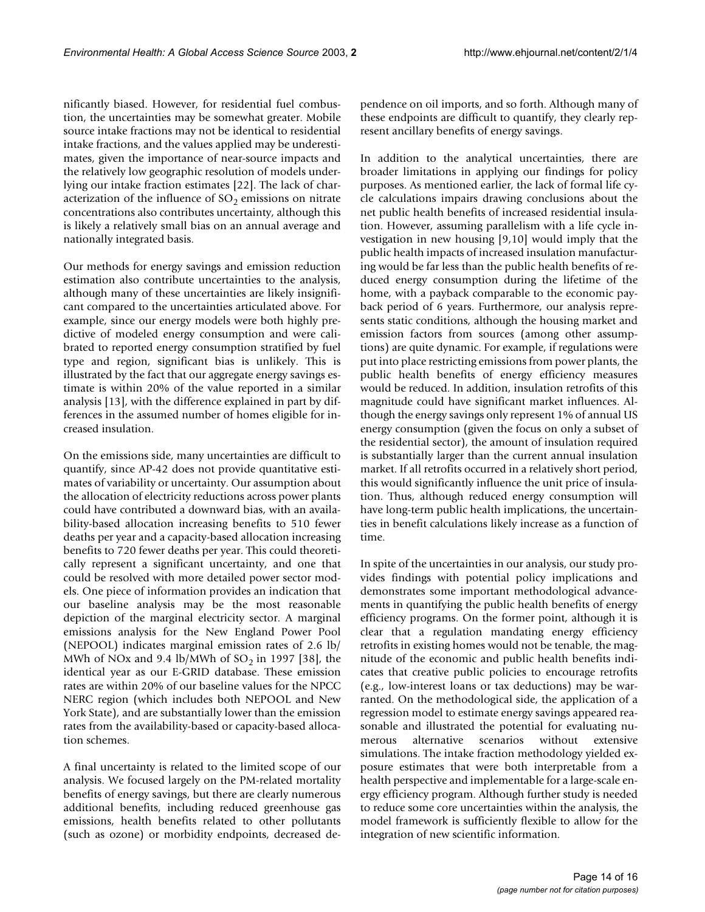nificantly biased. However, for residential fuel combustion, the uncertainties may be somewhat greater. Mobile source intake fractions may not be identical to residential intake fractions, and the values applied may be underestimates, given the importance of near-source impacts and the relatively low geographic resolution of models underlying our intake fraction estimates [22]. The lack of characterization of the influence of $SO_2$ emissions on nitrate concentrations also contributes uncertainty, although this is likely a relatively small bias on an annual average and nationally integrated basis.

Our methods for energy savings and emission reduction estimation also contribute uncertainties to the analysis, although many of these uncertainties are likely insignificant compared to the uncertainties articulated above. For example, since our energy models were both highly predictive of modeled energy consumption and were calibrated to reported energy consumption stratified by fuel type and region, significant bias is unlikely. This is illustrated by the fact that our aggregate energy savings estimate is within 20% of the value reported in a similar analysis [13], with the difference explained in part by differences in the assumed number of homes eligible for increased insulation.

On the emissions side, many uncertainties are difficult to quantify, since AP-42 does not provide quantitative estimates of variability or uncertainty. Our assumption about the allocation of electricity reductions across power plants could have contributed a downward bias, with an availability-based allocation increasing benefits to 510 fewer deaths per year and a capacity-based allocation increasing benefits to 720 fewer deaths per year. This could theoretically represent a significant uncertainty, and one that could be resolved with more detailed power sector models. One piece of information provides an indication that our baseline analysis may be the most reasonable depiction of the marginal electricity sector. A marginal emissions analysis for the New England Power Pool (NEPOOL) indicates marginal emission rates of 2.6 lb/MWh of NOx and 9.4 lb/MWh of $SO_2$ in 1997 [38], the identical year as our E-GRID database. These emission rates are within 20% of our baseline values for the NPCC NERC region (which includes both NEPOOL and New York State), and are substantially lower than the emission rates from the availability-based or capacity-based allocation schemes.

A final uncertainty is related to the limited scope of our analysis. We focused largely on the PM-related mortality benefits of energy savings, but there are clearly numerous additional benefits, including reduced greenhouse gas emissions, health benefits related to other pollutants (such as ozone) or morbidity endpoints, decreased dependence on oil imports, and so forth. Although many of these endpoints are difficult to quantify, they clearly represent ancillary benefits of energy savings.

In addition to the analytical uncertainties, there are broader limitations in applying our findings for policy purposes. As mentioned earlier, the lack of formal life cycle calculations impairs drawing conclusions about the net public health benefits of increased residential insulation. However, assuming parallelism with a life cycle investigation in new housing [9,10] would imply that the public health impacts of increased insulation manufacturing would be far less than the public health benefits of reduced energy consumption during the lifetime of the home, with a payback comparable to the economic payback period of 6 years. Furthermore, our analysis represents static conditions, although the housing market and emission factors from sources (among other assumptions) are quite dynamic. For example, if regulations were put into place restricting emissions from power plants, the public health benefits of energy efficiency measures would be reduced. In addition, insulation retrofits of this magnitude could have significant market influences. Although the energy savings only represent 1% of annual US energy consumption (given the focus on only a subset of the residential sector), the amount of insulation required is substantially larger than the current annual insulation market. If all retrofits occurred in a relatively short period, this would significantly influence the unit price of insulation. Thus, although reduced energy consumption will have long-term public health implications, the uncertainties in benefit calculations likely increase as a function of time.

In spite of the uncertainties in our analysis, our study provides findings with potential policy implications and demonstrates some important methodological advancements in quantifying the public health benefits of energy efficiency programs. On the former point, although it is clear that a regulation mandating energy efficiency retrofits in existing homes would not be tenable, the magnitude of the economic and public health benefits indicates that creative public policies to encourage retrofits (e.g., low-interest loans or tax deductions) may be warranted. On the methodological side, the application of a regression model to estimate energy savings appeared reasonable and illustrated the potential for evaluating numerous alternative scenarios without extensive simulations. The intake fraction methodology yielded exposure estimates that were both interpretable from a health perspective and implementable for a large-scale energy efficiency program. Although further study is needed to reduce some core uncertainties within the analysis, the model framework is sufficiently flexible to allow for the integration of new scientific information.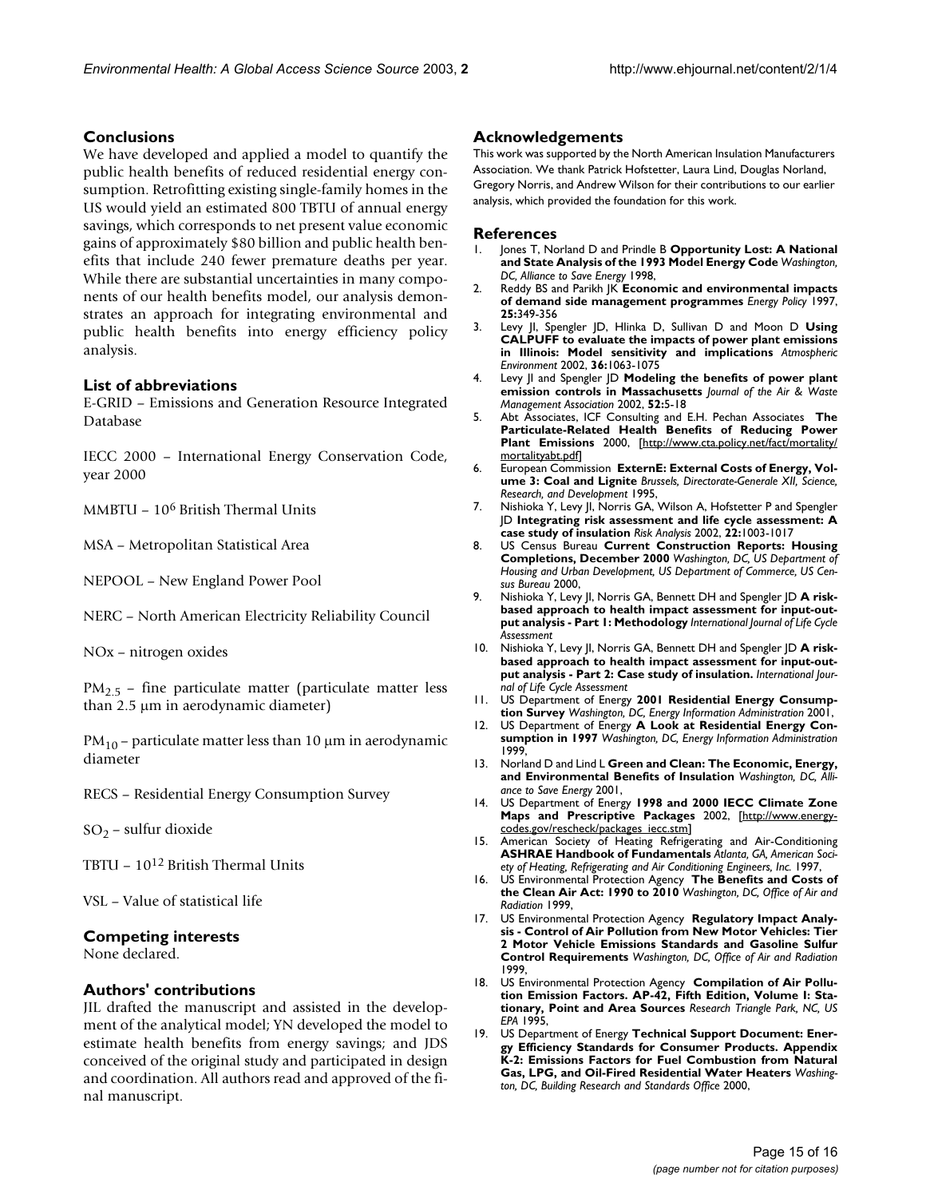## Conclusions

We have developed and applied a model to quantify the public health benefits of reduced residential energy consumption. Retrofitting existing single-family homes in the US would yield an estimated 800 TBTU of annual energy savings, which corresponds to net present value economic gains of approximately $80 billion and public health benefits that include 240 fewer premature deaths per year. While there are substantial uncertainties in many components of our health benefits model, our analysis demonstrates an approach for integrating environmental and public health benefits into energy efficiency policy analysis.

## List of abbreviations

E-GRID – Emissions and Generation Resource Integrated Database

IECC 2000 – International Energy Conservation Code, year 2000

MMBTU – $10^6$ British Thermal Units

MSA – Metropolitan Statistical Area

NEPOOL – New England Power Pool

NERC – North American Electricity Reliability Council

NOx – nitrogen oxides

$PM_{2.5}$ – fine particulate matter (particulate matter less than 2.5 μm in aerodynamic diameter)

$PM_{10}$ – particulate matter less than 10 μm in aerodynamic diameter

RECS – Residential Energy Consumption Survey

$SO_2$ – sulfur dioxide

TBTU – $10^{12}$ British Thermal Units

VSL – Value of statistical life

## Competing interests

None declared.

## Authors' contributions

JIL drafted the manuscript and assisted in the development of the analytical model; YN developed the model to estimate health benefits from energy savings; and JDS conceived of the original study and participated in design and coordination. All authors read and approved of the final manuscript.

## Acknowledgements

This work was supported by the North American Insulation Manufacturers Association. We thank Patrick Hofstetter, Laura Lind, Douglas Norland, Gregory Norris, and Andrew Wilson for their contributions to our earlier analysis, which provided the foundation for this work.

## References

1. Jones T, Norland D and Prindle B **Opportunity Lost: A National and State Analysis of the 1993 Model Energy Code** *Washington, DC, Alliance to Save Energy* 1998,
2. Reddy BS and Parikh JK **Economic and environmental impacts of demand side management programmes** *Energy Policy* 1997, **25:**349-356
3. Levy JI, Spengler JD, Hlinka D, Sullivan D and Moon D **Using CALPUFF to evaluate the impacts of power plant emissions in Illinois: Model sensitivity and implications** *Atmospheric Environment* 2002, **36:**1063-1075
4. Levy JI and Spengler JD **Modeling the benefits of power plant emission controls in Massachusetts** *Journal of the Air & Waste Management Association* 2002, **52:**5-18
5. Abt Associates, ICF Consulting and E.H. Pechan Associates **The Particulate-Related Health Benefits of Reducing Power Plant Emissions** 2000, [http://www.cta.policy.net/fact/mortality/mortalityabt.pdf]
6. European Commission **ExternE: External Costs of Energy, Volume 3: Coal and Lignite** *Brussels, Directorate-Generale XII, Science, Research, and Development* 1995,
7. Nishioka Y, Levy JI, Norris GA, Wilson A, Hofstetter P and Spengler JD **Integrating risk assessment and life cycle assessment: A case study of insulation** *Risk Analysis* 2002, **22:**1003-1017
8. US Census Bureau **Current Construction Reports: Housing Completions, December 2000** *Washington, DC, US Department of Housing and Urban Development, US Department of Commerce, US Census Bureau* 2000,
9. Nishioka Y, Levy JI, Norris GA, Bennett DH and Spengler JD **A risk-based approach to health impact assessment for input-output analysis - Part 1: Methodology** *International Journal of Life Cycle Assessment*
10. Nishioka Y, Levy JI, Norris GA, Bennett DH and Spengler JD **A risk-based approach to health impact assessment for input-output analysis - Part 2: Case study of insulation.** *International Journal of Life Cycle Assessment*
11. US Department of Energy **2001 Residential Energy Consumption Survey** *Washington, DC, Energy Information Administration* 2001,
12. US Department of Energy **A Look at Residential Energy Consumption in 1997** *Washington, DC, Energy Information Administration* 1999,
13. Norland D and Lind L **Green and Clean: The Economic, Energy, and Environmental Benefits of Insulation** *Washington, DC, Alliance to Save Energy* 2001,
14. US Department of Energy **1998 and 2000 IECC Climate Zone Maps and Prescriptive Packages** 2002, [http://www.energycodes.gov/rescheck/packages_iecc.stm]
15. American Society of Heating Refrigerating and Air-Conditioning **ASHRAE Handbook of Fundamentals** *Atlanta, GA, American Society of Heating, Refrigerating and Air Conditioning Engineers, Inc.* 1997,
16. US Environmental Protection Agency **The Benefits and Costs of the Clean Air Act: 1990 to 2010** *Washington, DC, Office of Air and Radiation* 1999,
17. US Environmental Protection Agency **Regulatory Impact Analysis - Control of Air Pollution from New Motor Vehicles: Tier 2 Motor Vehicle Emissions Standards and Gasoline Sulfur Control Requirements** *Washington, DC, Office of Air and Radiation* 1999,
18. US Environmental Protection Agency **Compilation of Air Pollution Emission Factors. AP-42, Fifth Edition, Volume I: Stationary, Point and Area Sources** *Research Triangle Park, NC, US EPA* 1995,
19. US Department of Energy **Technical Support Document: Energy Efficiency Standards for Consumer Products. Appendix K-2: Emissions Factors for Fuel Combustion from Natural Gas, LPG, and Oil-Fired Residential Water Heaters** *Washington, DC, Building Research and Standards Office* 2000,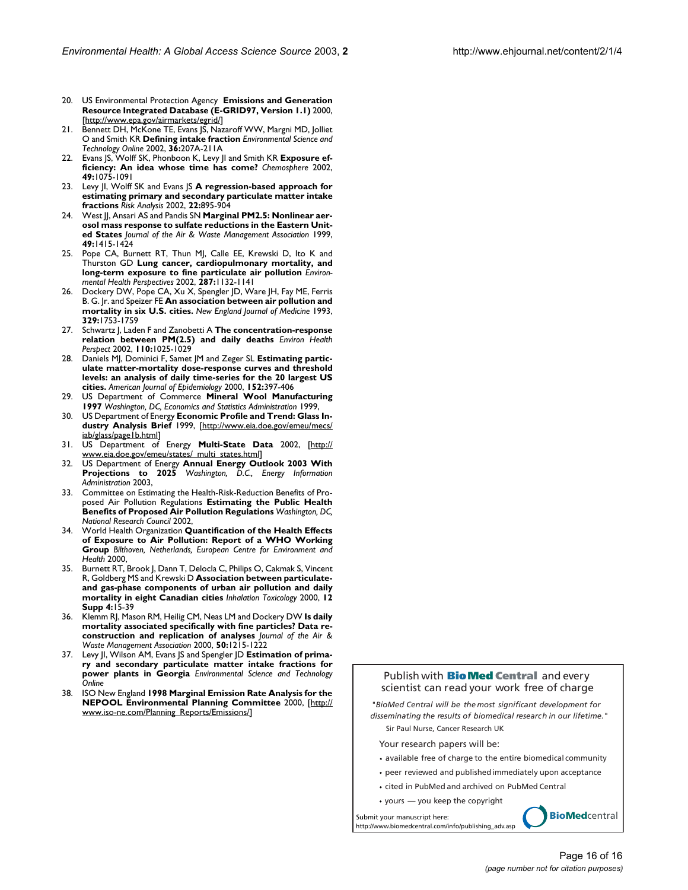20. US Environmental Protection Agency **Emissions and Generation Resource Integrated Database (E-GRID97, Version 1.1)** 2000, [http://www.epa.gov/airmarkets/egrid/]
21. Bennett DH, McKone TE, Evans JS, Nazaroff WW, Margni MD, Jolliet O and Smith KR **Defining intake fraction** *Environmental Science and Technology Online* 2002, **36:**207A-211A
22. Evans JS, Wolff SK, Phonboon K, Levy JI and Smith KR **Exposure efficiency: An idea whose time has come?** *Chemosphere* 2002, **49:**1075-1091
23. Levy JI, Wolff SK and Evans JS **A regression-based approach for estimating primary and secondary particulate matter intake fractions** *Risk Analysis* 2002, **22:**895-904
24. West JJ, Ansari AS and Pandis SN **Marginal PM2.5: Nonlinear aerosol mass response to sulfate reductions in the Eastern United States** *Journal of the Air & Waste Management Association* 1999, **49:**1415-1424
25. Pope CA, Burnett RT, Thun MJ, Calle EE, Krewski D, Ito K and Thurston GD **Lung cancer, cardiopulmonary mortality, and long-term exposure to fine particulate air pollution** *Environmental Health Perspectives* 2002, **287:**1132-1141
26. Dockery DW, Pope CA, Xu X, Spengler JD, Ware JH, Fay ME, Ferris B. G. Jr. and Speizer FE **An association between air pollution and mortality in six U.S. cities.** *New England Journal of Medicine* 1993, **329:**1753-1759
27. Schwartz J, Laden F and Zanobetti A **The concentration-response relation between PM(2.5) and daily deaths** *Environ Health Perspect* 2002, **110:**1025-1029
28. Daniels MJ, Dominici F, Samet JM and Zeger SL **Estimating particulate matter-mortality dose-response curves and threshold levels: an analysis of daily time-series for the 20 largest US cities.** *American Journal of Epidemiology* 2000, **152:**397-406
29. US Department of Commerce **Mineral Wool Manufacturing 1997** *Washington, DC, Economics and Statistics Administration* 1999,
30. US Department of Energy **Economic Profile and Trend: Glass Industry Analysis Brief** 1999, [http://www.eia.doe.gov/emeu/mecs/iab/glass/page1b.html]
31. US Department of Energy **Multi-State Data** 2002, [http://www.eia.doe.gov/emeu/states/_multi_states.html]
32. US Department of Energy **Annual Energy Outlook 2003 With Projections to 2025** *Washington, D.C., Energy Information Administration* 2003,
33. Committee on Estimating the Health-Risk-Reduction Benefits of Proposed Air Pollution Regulations **Estimating the Public Health Benefits of Proposed Air Pollution Regulations** *Washington, DC, National Research Council* 2002,
34. World Health Organization **Quantification of the Health Effects of Exposure to Air Pollution: Report of a WHO Working Group** *Bilthoven, Netherlands, European Centre for Environment and Health* 2000,
35. Burnett RT, Brook J, Dann T, Delocla C, Philips O, Cakmak S, Vincent R, Goldberg MS and Krewski D **Association between particulate- and gas-phase components of urban air pollution and daily mortality in eight Canadian cities** *Inhalation Toxicology* 2000, **12 Supp 4:**15-39
36. Klemm RJ, Mason RM, Heilig CM, Neas LM and Dockery DW **Is daily mortality associated specifically with fine particles? Data reconstruction and replication of analyses** *Journal of the Air & Waste Management Association* 2000, **50:**1215-1222
37. Levy JI, Wilson AM, Evans JS and Spengler JD **Estimation of primary and secondary particulate matter intake fractions for power plants in Georgia** *Environmental Science and Technology Online*
38. ISO New England **1998 Marginal Emission Rate Analysis for the NEPOOL Environmental Planning Committee** 2000, [http://www.iso-ne.com/Planning_Reports/Emissions/]

Publish with **BioMed Central** and every scientist can read your work free of charge

*"BioMed Central will be the most significant development for disseminating the results of biomedical research in our lifetime."*
Sir Paul Nurse, Cancer Research UK

Your research papers will be:

- available free of charge to the entire biomedical community
- peer reviewed and published immediately upon acceptance
- cited in PubMed and archived on PubMed Central
- yours — you keep the copyright

Submit your manuscript here:
http://www.biomedcentral.com/info/publishing_adv.asp

BioMedcentral